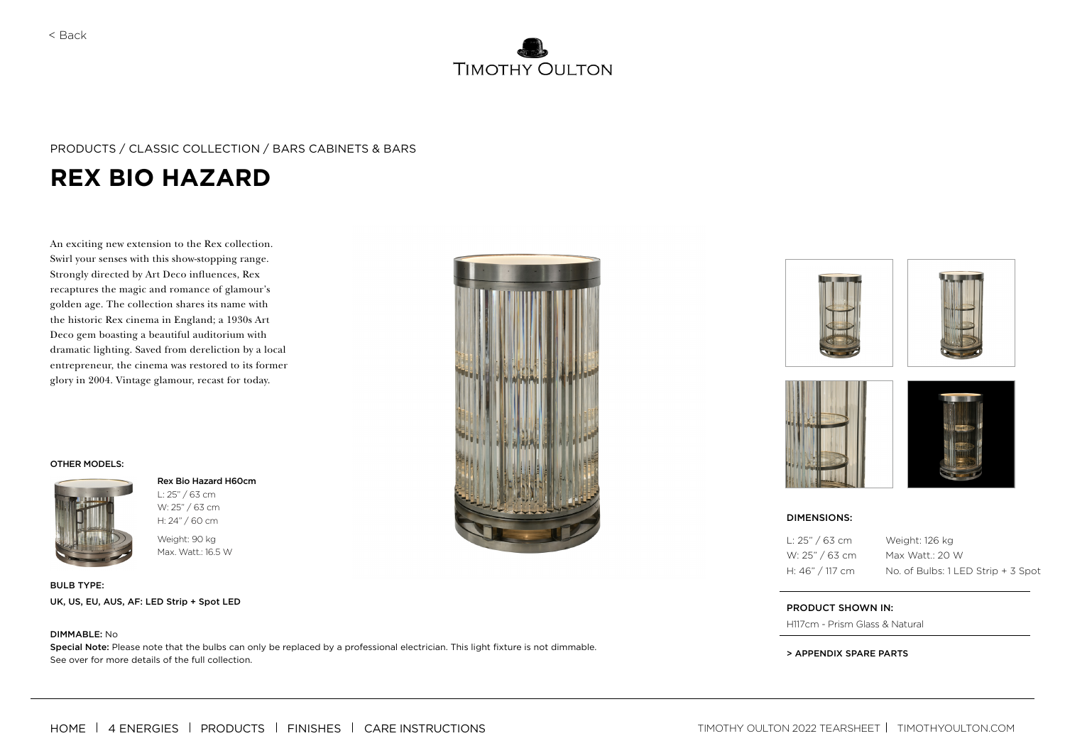< Back

TIMOTHY OULTON

PRODUCTS / CLASSIC COLLECTION / BARS CABINETS & BARS

# REX BIO HAZARD

An exciting new extension to the Rex collection. Swirl your senses with this show-stopping range. Strongly directed by Art Deco influences, Rex recaptures the magic and romance of glamour's golden age. The collection shares its name with the historic Rex cinema in England; a 1930s Art Deco gem boasting a beautiful auditorium with dramatic lighting. Saved from dereliction by a local entrepreneur, the cinema was restored to its former glory in 2004. Vintage glamour, recast for today.

**OTHER MODELS:**

**Rex Bio Hazard H60cm**
L: 25" / 63 cm
W: 25" / 63 cm
H: 24" / 60 cm

Weight: 90 kg
Max. Watt.: 16.5 W

**BULB TYPE:**

UK, US, EU, AUS, AF: LED Strip + Spot LED

**DIMMABLE:** No

**Special Note:** Please note that the bulbs can only be replaced by a professional electrician. This light fixture is not dimmable.
See over for more details of the full collection.

**DIMENSIONS:**

L: 25" / 63 cm
W: 25" / 63 cm
H: 46" / 117 cm

Weight: 126 kg
Max Watt.: 20 W
No. of Bulbs: 1 LED Strip + 3 Spot

**PRODUCT SHOWN IN:**

H117cm - Prism Glass & Natural

> APPENDIX SPARE PARTS

HOME | 4 ENERGIES | PRODUCTS | FINISHES | CARE INSTRUCTIONS

TIMOTHY OULTON 2022 TEARSHEET | TIMOTHYOULTON.COM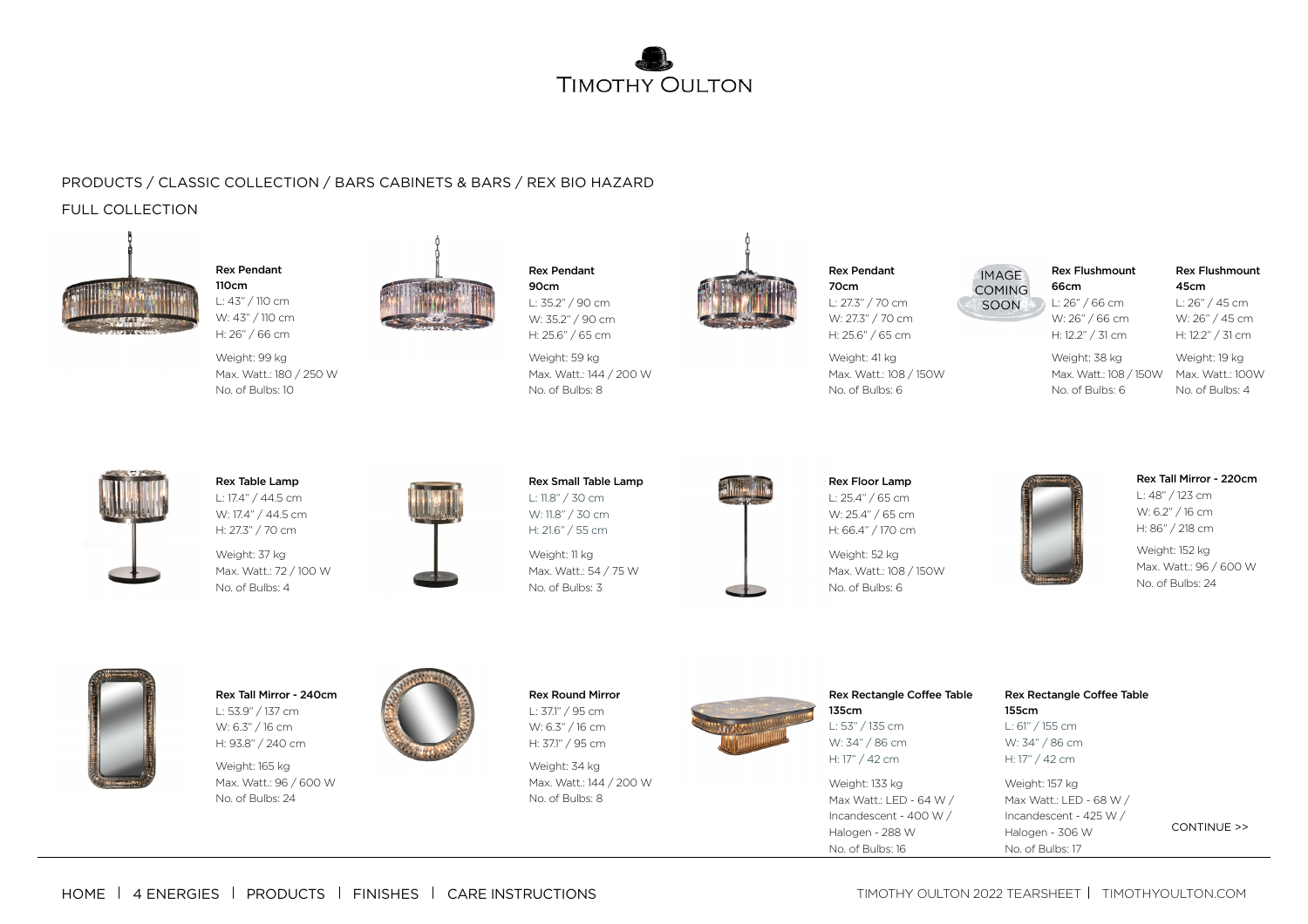TIMOTHY OULTON

PRODUCTS / CLASSIC COLLECTION / BARS CABINETS & BARS / REX BIO HAZARD

FULL COLLECTION

**Rex Pendant 110cm**
L: 43" / 110 cm
W: 43" / 110 cm
H: 26" / 66 cm

Weight: 99 kg
Max. Watt.: 180 / 250 W
No. of Bulbs: 10

**Rex Pendant 90cm**
L: 35.2" / 90 cm
W: 35.2" / 90 cm
H: 25.6" / 65 cm

Weight: 59 kg
Max. Watt.: 144 / 200 W
No. of Bulbs: 8

**Rex Pendant 70cm**
L: 27.3" / 70 cm
W: 27.3" / 70 cm
H: 25.6" / 65 cm

Weight: 41 kg
Max. Watt.: 108 / 150W
No. of Bulbs: 6

IMAGE COMING SOON

**Rex Flushmount 66cm**
L: 26" / 66 cm
W: 26" / 66 cm
H: 12.2" / 31 cm

Weight: 38 kg
Max. Watt.: 108 / 150W
No. of Bulbs: 6

**Rex Flushmount 45cm**
L: 26" / 45 cm
W: 26" / 45 cm
H: 12.2" / 31 cm

Weight: 19 kg
Max. Watt.: 100W
No. of Bulbs: 4

**Rex Table Lamp**
L: 17.4" / 44.5 cm
W: 17.4" / 44.5 cm
H: 27.3" / 70 cm

Weight: 37 kg
Max. Watt.: 72 / 100 W
No. of Bulbs: 4

**Rex Small Table Lamp**
L: 11.8" / 30 cm
W: 11.8" / 30 cm
H: 21.6" / 55 cm

Weight: 11 kg
Max. Watt.: 54 / 75 W
No. of Bulbs: 3

**Rex Floor Lamp**
L: 25.4" / 65 cm
W: 25.4" / 65 cm
H: 66.4" / 170 cm

Weight: 52 kg
Max. Watt.: 108 / 150W
No. of Bulbs: 6

**Rex Tall Mirror - 220cm**
L: 48" / 123 cm
W: 6.2" / 16 cm
H: 86" / 218 cm

Weight: 152 kg
Max. Watt.: 96 / 600 W
No. of Bulbs: 24

**Rex Tall Mirror - 240cm**
L: 53.9" / 137 cm
W: 6.3" / 16 cm
H: 93.8" / 240 cm

Weight: 165 kg
Max. Watt.: 96 / 600 W
No. of Bulbs: 24

**Rex Round Mirror**
L: 37.1" / 95 cm
W: 6.3" / 16 cm
H: 37.1" / 95 cm

Weight: 34 kg
Max. Watt.: 144 / 200 W
No. of Bulbs: 8

**Rex Rectangle Coffee Table 135cm**
L: 53" / 135 cm
W: 34" / 86 cm
H: 17" / 42 cm

Weight: 133 kg
Max Watt.: LED - 64 W / Incandescent - 400 W / Halogen - 288 W
No. of Bulbs: 16

**Rex Rectangle Coffee Table 155cm**
L: 61" / 155 cm
W: 34" / 86 cm
H: 17" / 42 cm

Weight: 157 kg
Max Watt.: LED - 68 W / Incandescent - 425 W / Halogen - 306 W
No. of Bulbs: 17

CONTINUE >>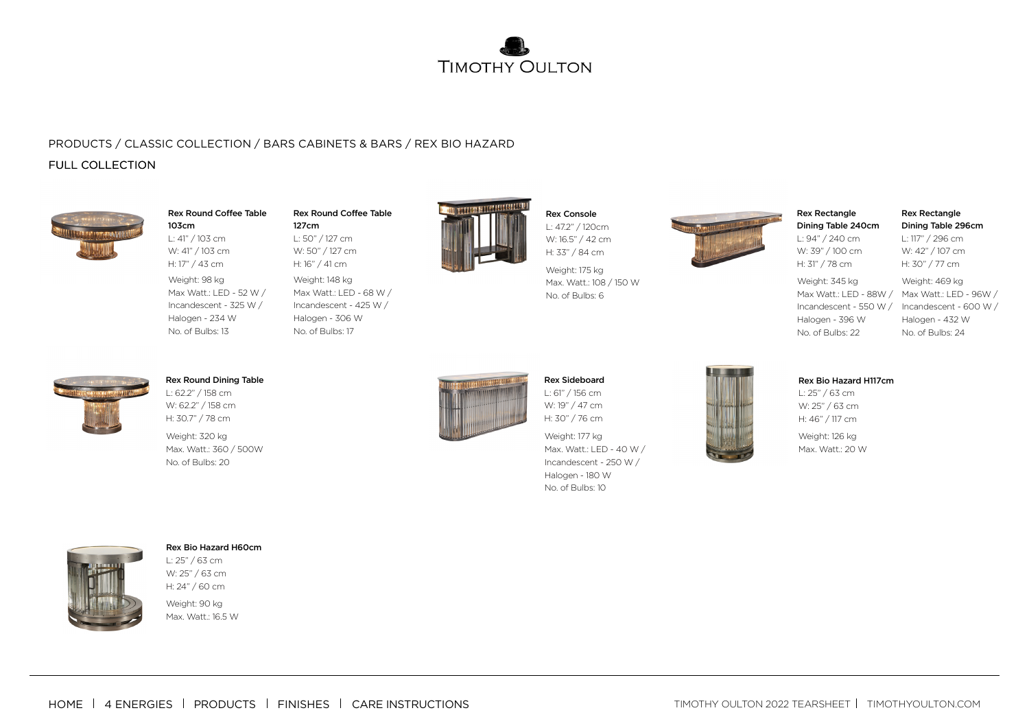TIMOTHY OULTON

PRODUCTS / CLASSIC COLLECTION / BARS CABINETS & BARS / REX BIO HAZARD

FULL COLLECTION

**Rex Round Coffee Table 103cm**
L: 41" / 103 cm
W: 41" / 103 cm
H: 17" / 43 cm

Weight: 98 kg
Max Watt.: LED - 52 W / Incandescent - 325 W / Halogen - 234 W
No. of Bulbs: 13

**Rex Round Coffee Table 127cm**
L: 50" / 127 cm
W: 50" / 127 cm
H: 16" / 41 cm

Weight: 148 kg
Max Watt.: LED - 68 W / Incandescent - 425 W / Halogen - 306 W
No. of Bulbs: 17

**Rex Console**
L: 47.2" / 120cm
W: 16.5" / 42 cm
H: 33" / 84 cm

Weight: 175 kg
Max. Watt.: 108 / 150 W
No. of Bulbs: 6

**Rex Rectangle Dining Table 240cm**
L: 94" / 240 cm
W: 39" / 100 cm
H: 31" / 78 cm

Weight: 345 kg
Max Watt.: LED - 88W / Incandescent - 550 W / Halogen - 396 W
No. of Bulbs: 22

**Rex Rectangle Dining Table 296cm**
L: 117" / 296 cm
W: 42" / 107 cm
H: 30" / 77 cm

Weight: 469 kg
Max Watt.: LED - 96W / Incandescent - 600 W / Halogen - 432 W
No. of Bulbs: 24

**Rex Round Dining Table**
L: 62.2" / 158 cm
W: 62.2" / 158 cm
H: 30.7" / 78 cm

Weight: 320 kg
Max. Watt.: 360 / 500W
No. of Bulbs: 20

**Rex Sideboard**
L: 61" / 156 cm
W: 19" / 47 cm
H: 30" / 76 cm

Weight: 177 kg
Max. Watt.: LED - 40 W / Incandescent - 250 W / Halogen - 180 W
No. of Bulbs: 10

**Rex Bio Hazard H117cm**
L: 25" / 63 cm
W: 25" / 63 cm
H: 46" / 117 cm

Weight: 126 kg
Max. Watt.: 20 W

**Rex Bio Hazard H60cm**
L: 25" / 63 cm
W: 25" / 63 cm
H: 24" / 60 cm

Weight: 90 kg
Max. Watt.: 16.5 W

HOME | 4 ENERGIES | PRODUCTS | FINISHES | CARE INSTRUCTIONS

TIMOTHY OULTON 2022 TEARSHEET | TIMOTHYOULTON.COM